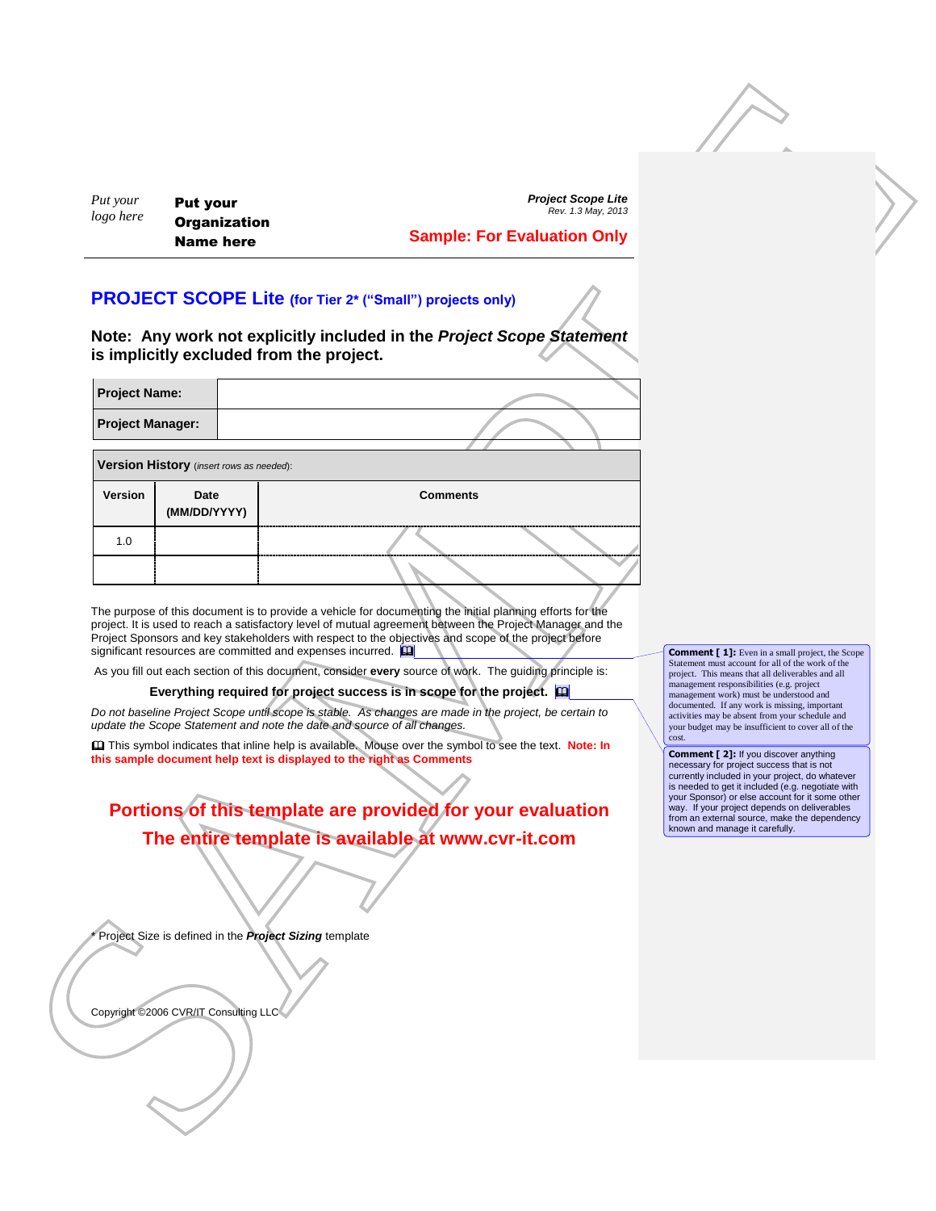Put your logo here

**Put your Organization Name here**

***Project Scope Lite***
*Rev. 1.3 May, 2013*

**Sample: For Evaluation Only**

# PROJECT SCOPE Lite (for Tier 2* ("Small") projects only)

**Note: Any work not explicitly included in the *Project Scope Statement* is implicitly excluded from the project.**

| **Project Name:** | |
|---|---|
| **Project Manager:** | |

| **Version History** *(insert rows as needed)*: | | |
|---|---|---|
| **Version** | **Date (MM/DD/YYYY)** | **Comments** |
| 1.0 | | |
| | | |

The purpose of this document is to provide a vehicle for documenting the initial planning efforts for the project. It is used to reach a satisfactory level of mutual agreement between the Project Manager and the Project Sponsors and key stakeholders with respect to the objectives and scope of the project before significant resources are committed and expenses incurred. 🕮

As you fill out each section of this document, consider **every** source of work. The guiding principle is:

**Everything required for project success is in scope for the project.** 🕮

*Do not baseline Project Scope until scope is stable. As changes are made in the project, be certain to update the Scope Statement and note the date and source of all changes.*

🕮 This symbol indicates that inline help is available. Mouse over the symbol to see the text. **Note: In this sample document help text is displayed to the right as Comments**

**Portions of this template are provided for your evaluation**
**The entire template is available at www.cvr-it.com**

\* Project Size is defined in the ***Project Sizing*** template

Copyright ©2006 CVR/IT Consulting LLC

**Comment [ 1]:** Even in a small project, the Scope Statement must account for all of the work of the project. This means that all deliverables and all management responsibilities (e.g. project management work) must be understood and documented. If any work is missing, important activities may be absent from your schedule and your budget may be insufficient to cover all of the cost.

**Comment [ 2]:** If you discover anything necessary for project success that is not currently included in your project, do whatever is needed to get it included (e.g. negotiate with your Sponsor) or else account for it some other way. If your project depends on deliverables from an external source, make the dependency known and manage it carefully.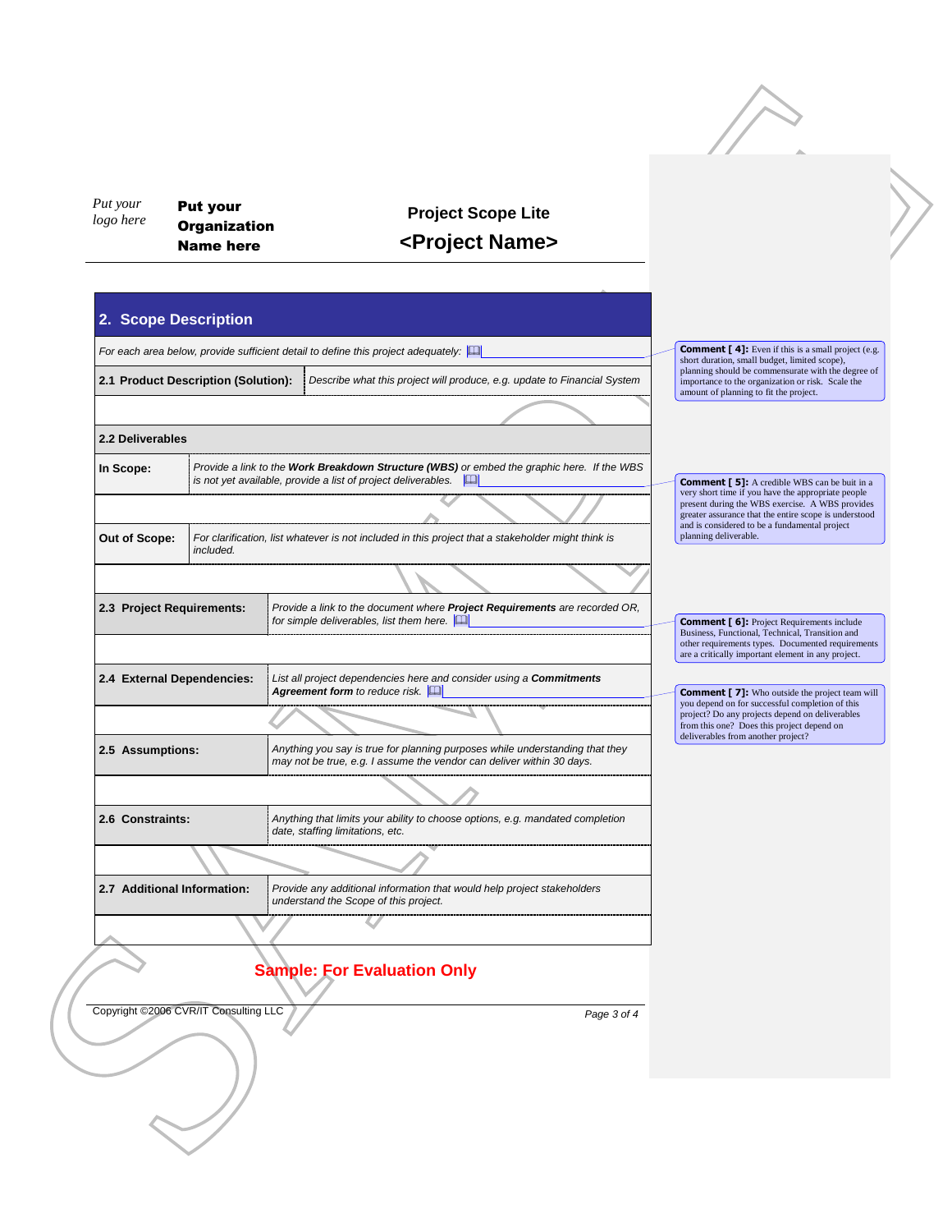Put your logo here

**Put your Organization Name here**

**Project Scope Lite**
**<Project Name>**

## 2. Scope Description

*For each area below, provide sufficient detail to define this project adequately:*

| | |
|---|---|
| **2.1 Product Description (Solution):** | *Describe what this project will produce, e.g. update to Financial System* |
| | |

**2.2 Deliverables**

| | |
|---|---|
| **In Scope:** | *Provide a link to the* ***Work Breakdown Structure (WBS)*** *or embed the graphic here. If the WBS is not yet available, provide a list of project deliverables.* |
| | |
| **Out of Scope:** | *For clarification, list whatever is not included in this project that a stakeholder might think is included.* |
| | |

| | |
|---|---|
| **2.3 Project Requirements:** | *Provide a link to the document where* ***Project Requirements*** *are recorded OR, for simple deliverables, list them here.* |
| | |
| **2.4 External Dependencies:** | *List all project dependencies here and consider using a* ***Commitments Agreement form*** *to reduce risk.* |
| | |
| **2.5 Assumptions:** | *Anything you say is true for planning purposes while understanding that they may not be true, e.g. I assume the vendor can deliver within 30 days.* |
| | |
| **2.6 Constraints:** | *Anything that limits your ability to choose options, e.g. mandated completion date, staffing limitations, etc.* |
| | |
| **2.7 Additional Information:** | *Provide any additional information that would help project stakeholders understand the Scope of this project.* |
| | |

**Comment [ 4]:** Even if this is a small project (e.g. short duration, small budget, limited scope), planning should be commensurate with the degree of importance to the organization or risk. Scale the amount of planning to fit the project.

**Comment [ 5]:** A credible WBS can be buit in a very short time if you have the appropriate people present during the WBS exercise. A WBS provides greater assurance that the entire scope is understood and is considered to be a fundamental project planning deliverable.

**Comment [ 6]:** Project Requirements include Business, Functional, Technical, Transition and other requirements types. Documented requirements are a critically important element in any project.

**Comment [ 7]:** Who outside the project team will you depend on for successful completion of this project? Do any projects depend on deliverables from this one? Does this project depend on deliverables from another project?

**Sample: For Evaluation Only**

Copyright ©2006 CVR/IT Consulting LLC